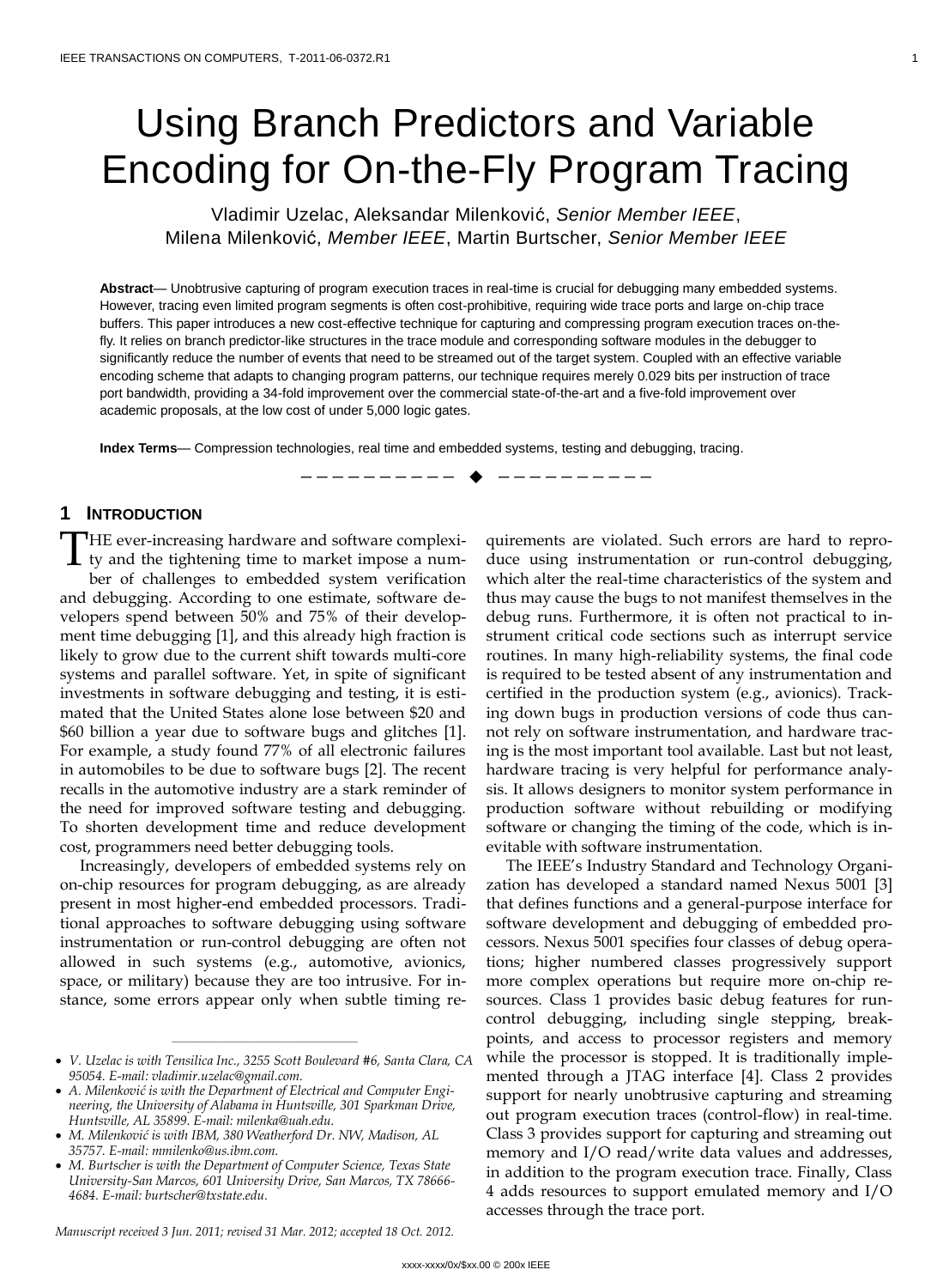# Using Branch Predictors and Variable Encoding for On-the-Fly Program Tracing

Vladimir Uzelac, Aleksandar Milenković, *Senior Member IEEE*, Milena Milenković, *Member IEEE*, Martin Burtscher, *Senior Member IEEE*

**Abstract**— Unobtrusive capturing of program execution traces in real-time is crucial for debugging many embedded systems. However, tracing even limited program segments is often cost-prohibitive, requiring wide trace ports and large on-chip trace buffers. This paper introduces a new cost-effective technique for capturing and compressing program execution traces on-the-fly. It relies on branch predictor-like structures in the trace module and corresponding software modules in the debugger to significantly reduce the number of events that need to be streamed out of the target system. Coupled with an effective variable encoding scheme that adapts to changing program patterns, our technique requires merely 0.029 bits per instruction of trace port bandwidth, providing a 34-fold improvement over the commercial state-of-the-art and a five-fold improvement over academic proposals, at the low cost of under 5,000 logic gates.

**Index Terms**— Compression technologies, real time and embedded systems, testing and debugging, tracing.

## 1 Introduction

The ever-increasing hardware and software complexity and the tightening time to market impose a number of challenges to embedded system verification and debugging. According to one estimate, software developers spend between 50% and 75% of their development time debugging [1], and this already high fraction is likely to grow due to the current shift towards multi-core systems and parallel software. Yet, in spite of significant investments in software debugging and testing, it is estimated that the United States alone lose between $20 and $60 billion a year due to software bugs and glitches [1]. For example, a study found 77% of all electronic failures in automobiles to be due to software bugs [2]. The recent recalls in the automotive industry are a stark reminder of the need for improved software testing and debugging. To shorten development time and reduce development cost, programmers need better debugging tools.

Increasingly, developers of embedded systems rely on on-chip resources for program debugging, as are already present in most higher-end embedded processors. Traditional approaches to software debugging using software instrumentation or run-control debugging are often not allowed in such systems (e.g., automotive, avionics, space, or military) because they are too intrusive. For instance, some errors appear only when subtle timing requirements are violated. Such errors are hard to reproduce using instrumentation or run-control debugging, which alter the real-time characteristics of the system and thus may cause the bugs to not manifest themselves in the debug runs. Furthermore, it is often not practical to instrument critical code sections such as interrupt service routines. In many high-reliability systems, the final code is required to be tested absent of any instrumentation and certified in the production system (e.g., avionics). Tracking down bugs in production versions of code thus cannot rely on software instrumentation, and hardware tracing is the most important tool available. Last but not least, hardware tracing is very helpful for performance analysis. It allows designers to monitor system performance in production software without rebuilding or modifying software or changing the timing of the code, which is inevitable with software instrumentation.

The IEEE's Industry Standard and Technology Organization has developed a standard named Nexus 5001 [3] that defines functions and a general-purpose interface for software development and debugging of embedded processors. Nexus 5001 specifies four classes of debug operations; higher numbered classes progressively support more complex operations but require more on-chip resources. Class 1 provides basic debug features for run-control debugging, including single stepping, breakpoints, and access to processor registers and memory while the processor is stopped. It is traditionally implemented through a JTAG interface [4]. Class 2 provides support for nearly unobtrusive capturing and streaming out program execution traces (control-flow) in real-time. Class 3 provides support for capturing and streaming out memory and I/O read/write data values and addresses, in addition to the program execution trace. Finally, Class 4 adds resources to support emulated memory and I/O accesses through the trace port.

- *V. Uzelac is with Tensilica Inc., 3255 Scott Boulevard #6, Santa Clara, CA 95054. E-mail: vladimir.uzelac@gmail.com.*
- *A. Milenković is with the Department of Electrical and Computer Engineering, the University of Alabama in Huntsville, 301 Sparkman Drive, Huntsville, AL 35899. E-mail: milenka@uah.edu.*
- *M. Milenković is with IBM, 380 Weatherford Dr. NW, Madison, AL 35757. E-mail: mmilenko@us.ibm.com.*
- *M. Burtscher is with the Department of Computer Science, Texas State University-San Marcos, 601 University Drive, San Marcos, TX 78666-4684. E-mail: burtscher@txstate.edu.*

*Manuscript received 3 Jun. 2011; revised 31 Mar. 2012; accepted 18 Oct. 2012.*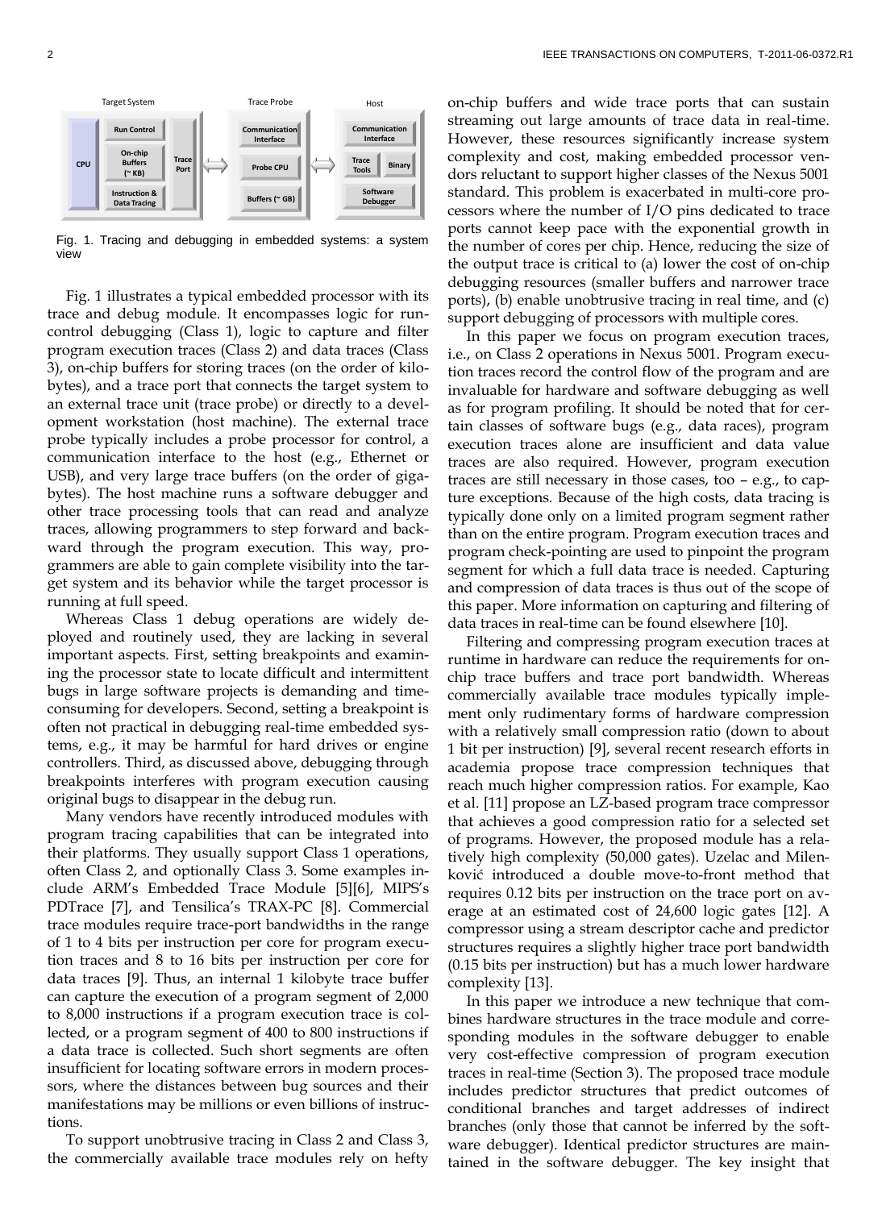Target System

CPU

Run Control

On-chip Buffers (~ KB)

Instruction & Data Tracing

Trace Port

Trace Probe

Communication Interface

Probe CPU

Buffers (~ GB)

Host

Communication Interface

Trace Tools

Binary

Software Debugger

Fig. 1. Tracing and debugging in embedded systems: a system view

Fig. 1 illustrates a typical embedded processor with its trace and debug module. It encompasses logic for run-control debugging (Class 1), logic to capture and filter program execution traces (Class 2) and data traces (Class 3), on-chip buffers for storing traces (on the order of kilobytes), and a trace port that connects the target system to an external trace unit (trace probe) or directly to a development workstation (host machine). The external trace probe typically includes a probe processor for control, a communication interface to the host (e.g., Ethernet or USB), and very large trace buffers (on the order of gigabytes). The host machine runs a software debugger and other trace processing tools that can read and analyze traces, allowing programmers to step forward and backward through the program execution. This way, programmers are able to gain complete visibility into the target system and its behavior while the target processor is running at full speed.

Whereas Class 1 debug operations are widely deployed and routinely used, they are lacking in several important aspects. First, setting breakpoints and examining the processor state to locate difficult and intermittent bugs in large software projects is demanding and time-consuming for developers. Second, setting a breakpoint is often not practical in debugging real-time embedded systems, e.g., it may be harmful for hard drives or engine controllers. Third, as discussed above, debugging through breakpoints interferes with program execution causing original bugs to disappear in the debug run.

Many vendors have recently introduced modules with program tracing capabilities that can be integrated into their platforms. They usually support Class 1 operations, often Class 2, and optionally Class 3. Some examples include ARM's Embedded Trace Module [5][6], MIPS's PDTrace [7], and Tensilica's TRAX-PC [8]. Commercial trace modules require trace-port bandwidths in the range of 1 to 4 bits per instruction per core for program execution traces and 8 to 16 bits per instruction per core for data traces [9]. Thus, an internal 1 kilobyte trace buffer can capture the execution of a program segment of 2,000 to 8,000 instructions if a program execution trace is collected, or a program segment of 400 to 800 instructions if a data trace is collected. Such short segments are often insufficient for locating software errors in modern processors, where the distances between bug sources and their manifestations may be millions or even billions of instructions.

To support unobtrusive tracing in Class 2 and Class 3, the commercially available trace modules rely on hefty on-chip buffers and wide trace ports that can sustain streaming out large amounts of trace data in real-time. However, these resources significantly increase system complexity and cost, making embedded processor vendors reluctant to support higher classes of the Nexus 5001 standard. This problem is exacerbated in multi-core processors where the number of I/O pins dedicated to trace ports cannot keep pace with the exponential growth in the number of cores per chip. Hence, reducing the size of the output trace is critical to (a) lower the cost of on-chip debugging resources (smaller buffers and narrower trace ports), (b) enable unobtrusive tracing in real time, and (c) support debugging of processors with multiple cores.

In this paper we focus on program execution traces, i.e., on Class 2 operations in Nexus 5001. Program execution traces record the control flow of the program and are invaluable for hardware and software debugging as well as for program profiling. It should be noted that for certain classes of software bugs (e.g., data races), program execution traces alone are insufficient and data value traces are also required. However, program execution traces are still necessary in those cases, too – e.g., to capture exceptions. Because of the high costs, data tracing is typically done only on a limited program segment rather than on the entire program. Program execution traces and program check-pointing are used to pinpoint the program segment for which a full data trace is needed. Capturing and compression of data traces is thus out of the scope of this paper. More information on capturing and filtering of data traces in real-time can be found elsewhere [10].

Filtering and compressing program execution traces at runtime in hardware can reduce the requirements for on-chip trace buffers and trace port bandwidth. Whereas commercially available trace modules typically implement only rudimentary forms of hardware compression with a relatively small compression ratio (down to about 1 bit per instruction) [9], several recent research efforts in academia propose trace compression techniques that reach much higher compression ratios. For example, Kao et al. [11] propose an LZ-based program trace compressor that achieves a good compression ratio for a selected set of programs. However, the proposed module has a relatively high complexity (50,000 gates). Uzelac and Milenković introduced a double move-to-front method that requires 0.12 bits per instruction on the trace port on average at an estimated cost of 24,600 logic gates [12]. A compressor using a stream descriptor cache and predictor structures requires a slightly higher trace port bandwidth (0.15 bits per instruction) but has a much lower hardware complexity [13].

In this paper we introduce a new technique that combines hardware structures in the trace module and corresponding modules in the software debugger to enable very cost-effective compression of program execution traces in real-time (Section 3). The proposed trace module includes predictor structures that predict outcomes of conditional branches and target addresses of indirect branches (only those that cannot be inferred by the software debugger). Identical predictor structures are maintained in the software debugger. The key insight that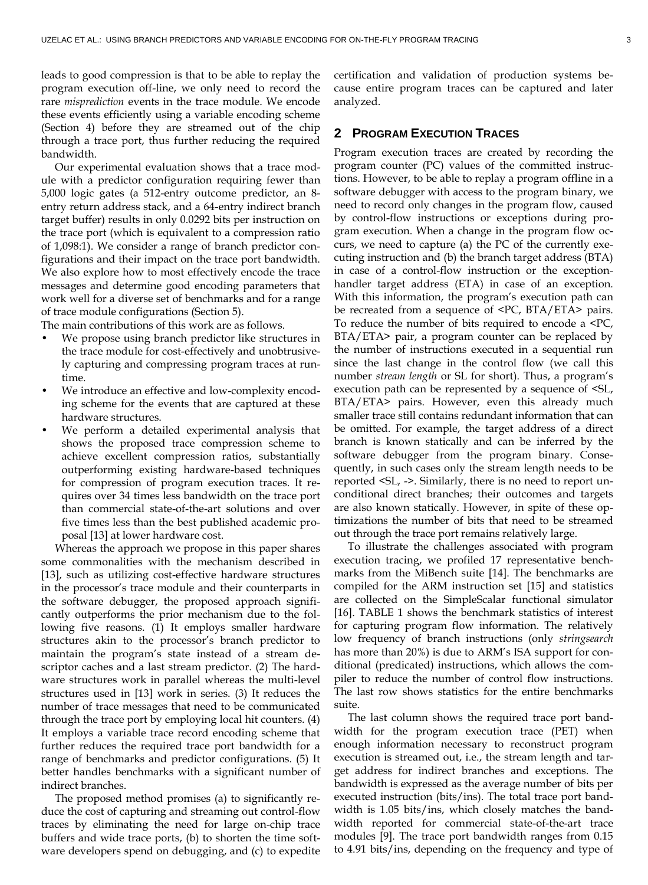leads to good compression is that to be able to replay the program execution off-line, we only need to record the rare *misprediction* events in the trace module. We encode these events efficiently using a variable encoding scheme (Section 4) before they are streamed out of the chip through a trace port, thus further reducing the required bandwidth.

Our experimental evaluation shows that a trace module with a predictor configuration requiring fewer than 5,000 logic gates (a 512-entry outcome predictor, an 8-entry return address stack, and a 64-entry indirect branch target buffer) results in only 0.0292 bits per instruction on the trace port (which is equivalent to a compression ratio of 1,098:1). We consider a range of branch predictor configurations and their impact on the trace port bandwidth. We also explore how to most effectively encode the trace messages and determine good encoding parameters that work well for a diverse set of benchmarks and for a range of trace module configurations (Section 5).

The main contributions of this work are as follows.

- We propose using branch predictor like structures in the trace module for cost-effectively and unobtrusively capturing and compressing program traces at runtime.
- We introduce an effective and low-complexity encoding scheme for the events that are captured at these hardware structures.
- We perform a detailed experimental analysis that shows the proposed trace compression scheme to achieve excellent compression ratios, substantially outperforming existing hardware-based techniques for compression of program execution traces. It requires over 34 times less bandwidth on the trace port than commercial state-of-the-art solutions and over five times less than the best published academic proposal [13] at lower hardware cost.

Whereas the approach we propose in this paper shares some commonalities with the mechanism described in [13], such as utilizing cost-effective hardware structures in the processor's trace module and their counterparts in the software debugger, the proposed approach significantly outperforms the prior mechanism due to the following five reasons. (1) It employs smaller hardware structures akin to the processor's branch predictor to maintain the program's state instead of a stream descriptor caches and a last stream predictor. (2) The hardware structures work in parallel whereas the multi-level structures used in [13] work in series. (3) It reduces the number of trace messages that need to be communicated through the trace port by employing local hit counters. (4) It employs a variable trace record encoding scheme that further reduces the required trace port bandwidth for a range of benchmarks and predictor configurations. (5) It better handles benchmarks with a significant number of indirect branches.

The proposed method promises (a) to significantly reduce the cost of capturing and streaming out control-flow traces by eliminating the need for large on-chip trace buffers and wide trace ports, (b) to shorten the time software developers spend on debugging, and (c) to expedite certification and validation of production systems because entire program traces can be captured and later analyzed.

## 2 Program Execution Traces

Program execution traces are created by recording the program counter (PC) values of the committed instructions. However, to be able to replay a program offline in a software debugger with access to the program binary, we need to record only changes in the program flow, caused by control-flow instructions or exceptions during program execution. When a change in the program flow occurs, we need to capture (a) the PC of the currently executing instruction and (b) the branch target address (BTA) in case of a control-flow instruction or the exception-handler target address (ETA) in case of an exception. With this information, the program's execution path can be recreated from a sequence of <PC, BTA/ETA> pairs. To reduce the number of bits required to encode a <PC, BTA/ETA> pair, a program counter can be replaced by the number of instructions executed in a sequential run since the last change in the control flow (we call this number *stream length* or SL for short). Thus, a program's execution path can be represented by a sequence of <SL, BTA/ETA> pairs. However, even this already much smaller trace still contains redundant information that can be omitted. For example, the target address of a direct branch is known statically and can be inferred by the software debugger from the program binary. Consequently, in such cases only the stream length needs to be reported <SL, ->. Similarly, there is no need to report unconditional direct branches; their outcomes and targets are also known statically. However, in spite of these optimizations the number of bits that need to be streamed out through the trace port remains relatively large.

To illustrate the challenges associated with program execution tracing, we profiled 17 representative benchmarks from the MiBench suite [14]. The benchmarks are compiled for the ARM instruction set [15] and statistics are collected on the SimpleScalar functional simulator [16]. TABLE 1 shows the benchmark statistics of interest for capturing program flow information. The relatively low frequency of branch instructions (only *stringsearch* has more than 20%) is due to ARM's ISA support for conditional (predicated) instructions, which allows the compiler to reduce the number of control flow instructions. The last row shows statistics for the entire benchmarks suite.

The last column shows the required trace port bandwidth for the program execution trace (PET) when enough information necessary to reconstruct program execution is streamed out, i.e., the stream length and target address for indirect branches and exceptions. The bandwidth is expressed as the average number of bits per executed instruction (bits/ins). The total trace port bandwidth is 1.05 bits/ins, which closely matches the bandwidth reported for commercial state-of-the-art trace modules [9]. The trace port bandwidth ranges from 0.15 to 4.91 bits/ins, depending on the frequency and type of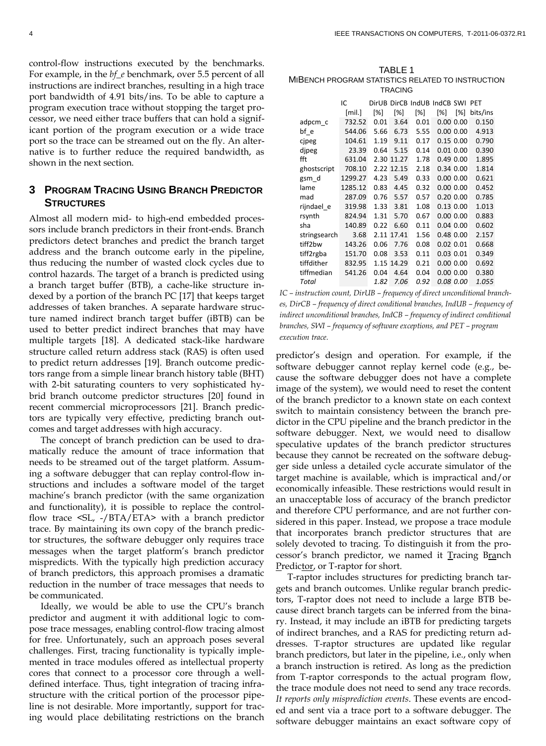control-flow instructions executed by the benchmarks. For example, in the *bf_e* benchmark, over 5.5 percent of all instructions are indirect branches, resulting in a high trace port bandwidth of 4.91 bits/ins. To be able to capture a program execution trace without stopping the target processor, we need either trace buffers that can hold a significant portion of the program execution or a wide trace port so the trace can be streamed out on the fly. An alternative is to further reduce the required bandwidth, as shown in the next section.

TABLE 1
MIBENCH PROGRAM STATISTICS RELATED TO INSTRUCTION TRACING

| | IC [mil.] | DirUB [%] | DirCB [%] | IndUB [%] | IndCB [%] | SWI [%] | PET bits/ins |
|---|---|---|---|---|---|---|---|
| adpcm_c | 732.52 | 0.01 | 3.64 | 0.01 | 0.00 | 0.00 | 0.150 |
| bf_e | 544.06 | 5.66 | 6.73 | 5.55 | 0.00 | 0.00 | 4.913 |
| cjpeg | 104.61 | 1.19 | 9.11 | 0.17 | 0.15 | 0.00 | 0.790 |
| djpeg | 23.39 | 0.64 | 5.15 | 0.14 | 0.01 | 0.00 | 0.390 |
| fft | 631.04 | 2.30 | 11.27 | 1.78 | 0.49 | 0.00 | 1.895 |
| ghostscript | 708.10 | 2.22 | 12.15 | 2.18 | 0.34 | 0.00 | 1.814 |
| gsm_d | 1299.27 | 4.23 | 5.49 | 0.33 | 0.00 | 0.00 | 0.621 |
| lame | 1285.12 | 0.83 | 4.45 | 0.32 | 0.00 | 0.00 | 0.452 |
| mad | 287.09 | 0.76 | 5.57 | 0.57 | 0.20 | 0.00 | 0.785 |
| rijndael_e | 319.98 | 1.33 | 3.81 | 1.08 | 0.13 | 0.00 | 1.013 |
| rsynth | 824.94 | 1.31 | 5.70 | 0.67 | 0.00 | 0.00 | 0.883 |
| sha | 140.89 | 0.22 | 6.60 | 0.11 | 0.04 | 0.00 | 0.602 |
| stringsearch | 3.68 | 2.11 | 17.41 | 1.56 | 0.48 | 0.00 | 2.157 |
| tiff2bw | 143.26 | 0.06 | 7.76 | 0.08 | 0.02 | 0.01 | 0.668 |
| tiff2rgba | 151.70 | 0.08 | 3.53 | 0.11 | 0.03 | 0.01 | 0.349 |
| tiffdither | 832.95 | 1.15 | 14.29 | 0.21 | 0.00 | 0.00 | 0.692 |
| tiffmedian | 541.26 | 0.04 | 4.64 | 0.04 | 0.00 | 0.00 | 0.380 |
| *Total* | | *1.82* | *7.06* | *0.92* | *0.08* | *0.00* | *1.055* |

*IC – instruction count, DirUB – frequency of direct unconditional branches, DirCB – frequency of direct conditional branches, IndUB – frequency of indirect unconditional branches, IndCB – frequency of indirect conditional branches, SWI – frequency of software exceptions, and PET – program execution trace.*

## 3 PROGRAM TRACING USING BRANCH PREDICTOR STRUCTURES

Almost all modern mid- to high-end embedded processors include branch predictors in their front-ends. Branch predictors detect branches and predict the branch target address and the branch outcome early in the pipeline, thus reducing the number of wasted clock cycles due to control hazards. The target of a branch is predicted using a branch target buffer (BTB), a cache-like structure indexed by a portion of the branch PC [17] that keeps target addresses of taken branches. A separate hardware structure named indirect branch target buffer (iBTB) can be used to better predict indirect branches that may have multiple targets [18]. A dedicated stack-like hardware structure called return address stack (RAS) is often used to predict return addresses [19]. Branch outcome predictors range from a simple linear branch history table (BHT) with 2-bit saturating counters to very sophisticated hybrid branch outcome predictor structures [20] found in recent commercial microprocessors [21]. Branch predictors are typically very effective, predicting branch outcomes and target addresses with high accuracy.

The concept of branch prediction can be used to dramatically reduce the amount of trace information that needs to be streamed out of the target platform. Assuming a software debugger that can replay control-flow instructions and includes a software model of the target machine's branch predictor (with the same organization and functionality), it is possible to replace the control-flow trace <SL, -/BTA/ETA> with a branch predictor trace. By maintaining its own copy of the branch predictor structures, the software debugger only requires trace messages when the target platform's branch predictor mispredicts. With the typically high prediction accuracy of branch predictors, this approach promises a dramatic reduction in the number of trace messages that needs to be communicated.

Ideally, we would be able to use the CPU's branch predictor and augment it with additional logic to compose trace messages, enabling control-flow tracing almost for free. Unfortunately, such an approach poses several challenges. First, tracing functionality is typically implemented in trace modules offered as intellectual property cores that connect to a processor core through a well-defined interface. Thus, tight integration of tracing infrastructure with the critical portion of the processor pipeline is not desirable. More importantly, support for tracing would place debilitating restrictions on the branch predictor's design and operation. For example, if the software debugger cannot replay kernel code (e.g., because the software debugger does not have a complete image of the system), we would need to reset the content of the branch predictor to a known state on each context switch to maintain consistency between the branch predictor in the CPU pipeline and the branch predictor in the software debugger. Next, we would need to disallow speculative updates of the branch predictor structures because they cannot be recreated on the software debugger side unless a detailed cycle accurate simulator of the target machine is available, which is impractical and/or economically infeasible. These restrictions would result in an unacceptable loss of accuracy of the branch predictor and therefore CPU performance, and are not further considered in this paper. Instead, we propose a trace module that incorporates branch predictor structures that are solely devoted to tracing. To distinguish it from the processor's branch predictor, we named it Tracing Branch Predictor, or T-raptor for short.

T-raptor includes structures for predicting branch targets and branch outcomes. Unlike regular branch predictors, T-raptor does not need to include a large BTB because direct branch targets can be inferred from the binary. Instead, it may include an iBTB for predicting targets of indirect branches, and a RAS for predicting return addresses. T-raptor structures are updated like regular branch predictors, but later in the pipeline, i.e., only when a branch instruction is retired. As long as the prediction from T-raptor corresponds to the actual program flow, the trace module does not need to send any trace records. *It reports only misprediction events.* These events are encoded and sent via a trace port to a software debugger. The software debugger maintains an exact software copy of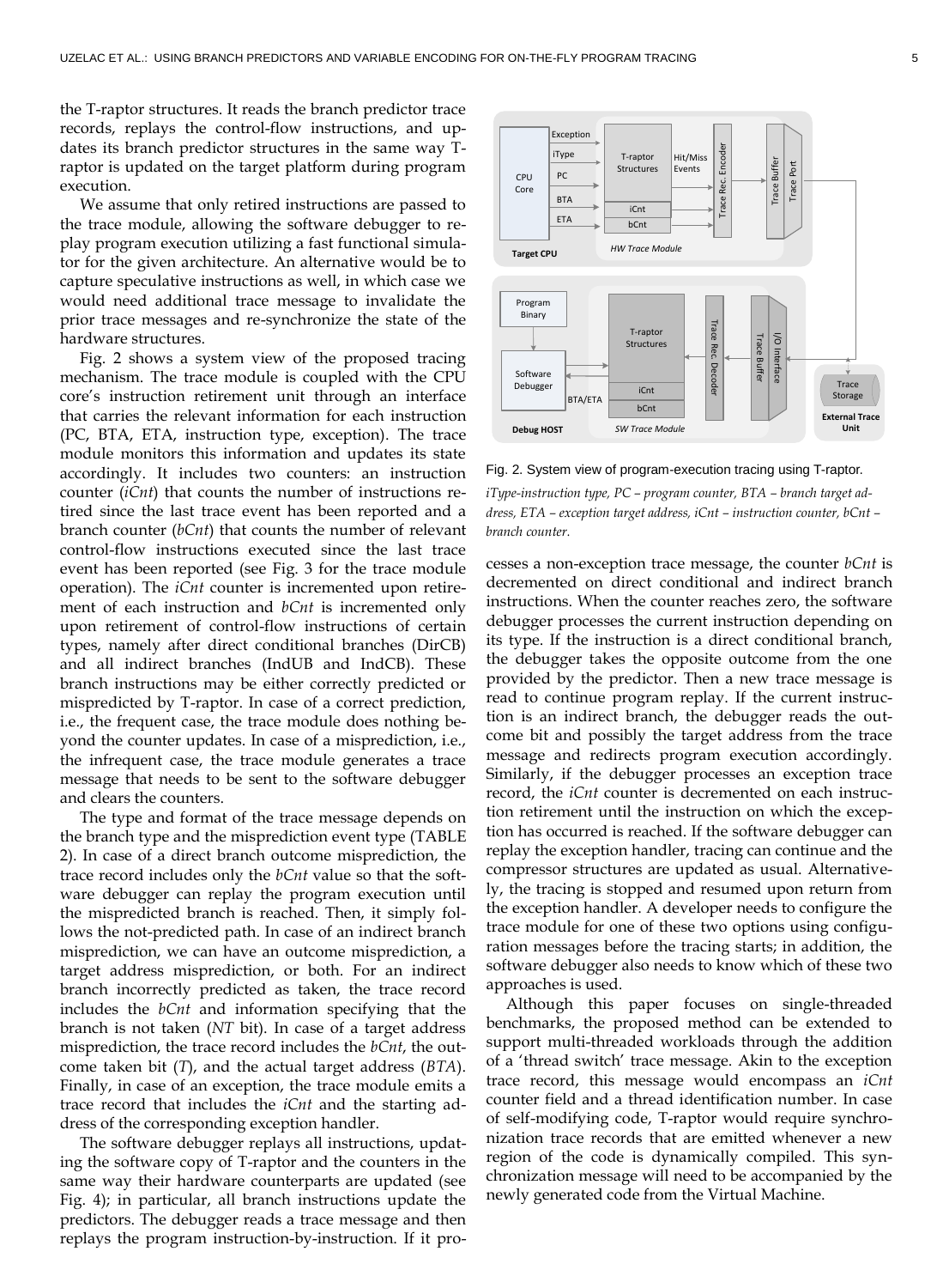the T-raptor structures. It reads the branch predictor trace records, replays the control-flow instructions, and updates its branch predictor structures in the same way T-raptor is updated on the target platform during program execution.

We assume that only retired instructions are passed to the trace module, allowing the software debugger to replay program execution utilizing a fast functional simulator for the given architecture. An alternative would be to capture speculative instructions as well, in which case we would need additional trace message to invalidate the prior trace messages and re-synchronize the state of the hardware structures.

Fig. 2 shows a system view of the proposed tracing mechanism. The trace module is coupled with the CPU core's instruction retirement unit through an interface that carries the relevant information for each instruction (PC, BTA, ETA, instruction type, exception). The trace module monitors this information and updates its state accordingly. It includes two counters: an instruction counter (*iCnt*) that counts the number of instructions retired since the last trace event has been reported and a branch counter (*bCnt*) that counts the number of relevant control-flow instructions executed since the last trace event has been reported (see Fig. 3 for the trace module operation). The *iCnt* counter is incremented upon retirement of each instruction and *bCnt* is incremented only upon retirement of control-flow instructions of certain types, namely after direct conditional branches (DirCB) and all indirect branches (IndUB and IndCB). These branch instructions may be either correctly predicted or mispredicted by T-raptor. In case of a correct prediction, i.e., the frequent case, the trace module does nothing beyond the counter updates. In case of a misprediction, i.e., the infrequent case, the trace module generates a trace message that needs to be sent to the software debugger and clears the counters.

The type and format of the trace message depends on the branch type and the misprediction event type (TABLE 2). In case of a direct branch outcome misprediction, the trace record includes only the *bCnt* value so that the software debugger can replay the program execution until the mispredicted branch is reached. Then, it simply follows the not-predicted path. In case of an indirect branch misprediction, we can have an outcome misprediction, a target address misprediction, or both. For an indirect branch incorrectly predicted as taken, the trace record includes the *bCnt* and information specifying that the branch is not taken (*NT* bit). In case of a target address misprediction, the trace record includes the *bCnt*, the outcome taken bit (*T*), and the actual target address (*BTA*). Finally, in case of an exception, the trace module emits a trace record that includes the *iCnt* and the starting address of the corresponding exception handler.

The software debugger replays all instructions, updating the software copy of T-raptor and the counters in the same way their hardware counterparts are updated (see Fig. 4); in particular, all branch instructions update the predictors. The debugger reads a trace message and then replays the program instruction-by-instruction. If it processes a non-exception trace message, the counter *bCnt* is decremented on direct conditional and indirect branch instructions. When the counter reaches zero, the software debugger processes the current instruction depending on its type. If the instruction is a direct conditional branch, the debugger takes the opposite outcome from the one provided by the predictor. Then a new trace message is read to continue program replay. If the current instruction is an indirect branch, the debugger reads the outcome bit and possibly the target address from the trace message and redirects program execution accordingly. Similarly, if the debugger processes an exception trace record, the *iCnt* counter is decremented on each instruction retirement until the instruction on which the exception has occurred is reached. If the software debugger can replay the exception handler, tracing can continue and the compressor structures are updated as usual. Alternatively, the tracing is stopped and resumed upon return from the exception handler. A developer needs to configure the trace module for one of these two options using configuration messages before the tracing starts; in addition, the software debugger also needs to know which of these two approaches is used.

Exception
iType
PC
BTA
ETA
CPU Core
T-raptor Structures
Hit/Miss Events
iCnt
bCnt
Trace Rec. Encoder
Trace Buffer
Trace Port
Target CPU
HW Trace Module
Program Binary
Software Debugger
BTA/ETA
T-raptor Structures
iCnt
bCnt
Trace Rec. Decoder
Trace Buffer
I/O Interface
Trace Storage
Debug HOST
SW Trace Module
External Trace Unit

Fig. 2. System view of program-execution tracing using T-raptor.

*iType-instruction type, PC – program counter, BTA – branch target address, ETA – exception target address, iCnt – instruction counter, bCnt – branch counter.*

Although this paper focuses on single-threaded benchmarks, the proposed method can be extended to support multi-threaded workloads through the addition of a 'thread switch' trace message. Akin to the exception trace record, this message would encompass an *iCnt* counter field and a thread identification number. In case of self-modifying code, T-raptor would require synchronization trace records that are emitted whenever a new region of the code is dynamically compiled. This synchronization message will need to be accompanied by the newly generated code from the Virtual Machine.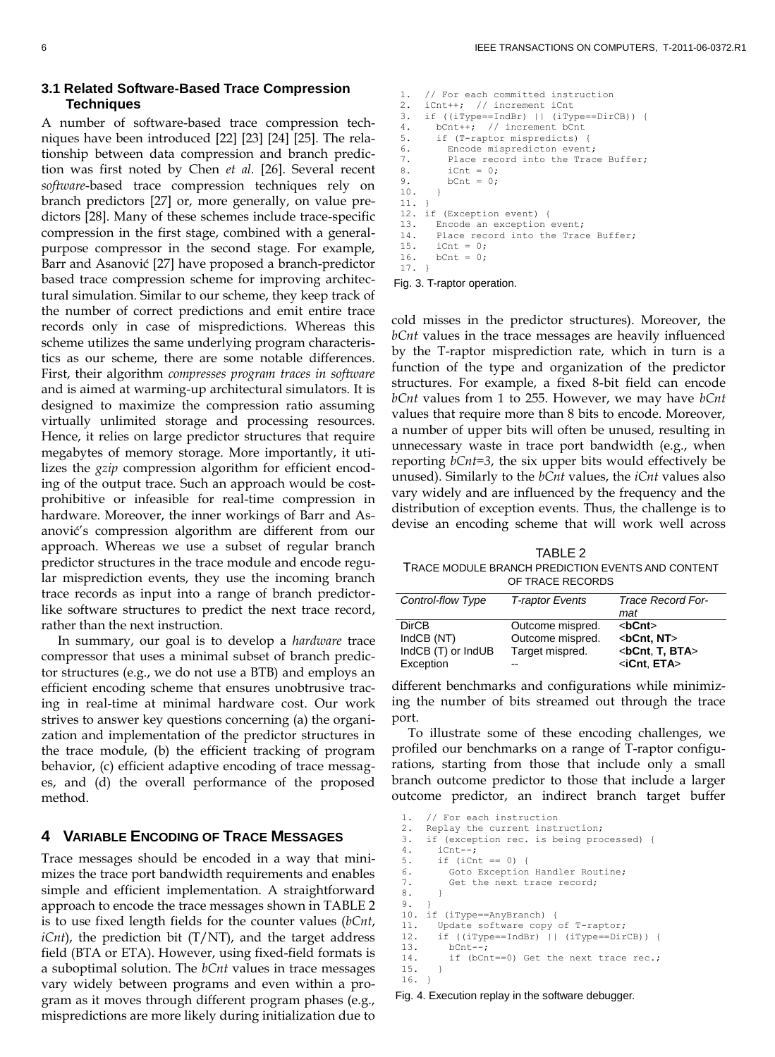### 3.1 Related Software-Based Trace Compression Techniques

A number of software-based trace compression techniques have been introduced [22] [23] [24] [25]. The relationship between data compression and branch prediction was first noted by Chen *et al.* [26]. Several recent *software*-based trace compression techniques rely on branch predictors [27] or, more generally, on value predictors [28]. Many of these schemes include trace-specific compression in the first stage, combined with a general-purpose compressor in the second stage. For example, Barr and Asanović [27] have proposed a branch-predictor based trace compression scheme for improving architectural simulation. Similar to our scheme, they keep track of the number of correct predictions and emit entire trace records only in case of mispredictions. Whereas this scheme utilizes the same underlying program characteristics as our scheme, there are some notable differences. First, their algorithm *compresses program traces in software* and is aimed at warming-up architectural simulators. It is designed to maximize the compression ratio assuming virtually unlimited storage and processing resources. Hence, it relies on large predictor structures that require megabytes of memory storage. More importantly, it utilizes the *gzip* compression algorithm for efficient encoding of the output trace. Such an approach would be cost-prohibitive or infeasible for real-time compression in hardware. Moreover, the inner workings of Barr and Asanović's compression algorithm are different from our approach. Whereas we use a subset of regular branch predictor structures in the trace module and encode regular misprediction events, they use the incoming branch trace records as input into a range of branch predictor-like software structures to predict the next trace record, rather than the next instruction.

In summary, our goal is to develop a *hardware* trace compressor that uses a minimal subset of branch predictor structures (e.g., we do not use a BTB) and employs an efficient encoding scheme that ensures unobtrusive tracing in real-time at minimal hardware cost. Our work strives to answer key questions concerning (a) the organization and implementation of the predictor structures in the trace module, (b) the efficient tracking of program behavior, (c) efficient adaptive encoding of trace messages, and (d) the overall performance of the proposed method.

## 4 Variable Encoding of Trace Messages

Trace messages should be encoded in a way that minimizes the trace port bandwidth requirements and enables simple and efficient implementation. A straightforward approach to encode the trace messages shown in TABLE 2 is to use fixed length fields for the counter values (*bCnt*, *iCnt*), the prediction bit (T/NT), and the target address field (BTA or ETA). However, using fixed-field formats is a suboptimal solution. The *bCnt* values in trace messages vary widely between programs and even within a program as it moves through different program phases (e.g., mispredictions are more likely during initialization due to cold misses in the predictor structures). Moreover, the *bCnt* values in the trace messages are heavily influenced by the T-raptor misprediction rate, which in turn is a function of the type and organization of the predictor structures. For example, a fixed 8-bit field can encode *bCnt* values from 1 to 255. However, we may have *bCnt* values that require more than 8 bits to encode. Moreover, a number of upper bits will often be unused, resulting in unnecessary waste in trace port bandwidth (e.g., when reporting *bCnt=3*, the six upper bits would effectively be unused). Similarly to the *bCnt* values, the *iCnt* values also vary widely and are influenced by the frequency and the distribution of exception events. Thus, the challenge is to devise an encoding scheme that will work well across different benchmarks and configurations while minimizing the number of bits streamed out through the trace port.

To illustrate some of these encoding challenges, we profiled our benchmarks on a range of T-raptor configurations, starting from those that include only a small branch outcome predictor to those that include a larger outcome predictor, an indirect branch target buffer

```
1.  // For each committed instruction
2.  iCnt++;  // increment iCnt
3.  if ((iType==IndBr) || (iType==DirCB)) {
4.    bCnt++;  // increment bCnt
5.    if (T-raptor mispredicts) {
6.      Encode mispredicton event;
7.      Place record into the Trace Buffer;
8.      iCnt = 0;
9.      bCnt = 0;
10.   }
11. }
12. if (Exception event) {
13.   Encode an exception event;
14.   Place record into the Trace Buffer;
15.   iCnt = 0;
16.   bCnt = 0;
17. }
```

Fig. 3. T-raptor operation.

TABLE 2
TRACE MODULE BRANCH PREDICTION EVENTS AND CONTENT OF TRACE RECORDS

| Control-flow Type | T-raptor Events | Trace Record Format |
|---|---|---|
| DirCB | Outcome mispred. | **<bCnt>** |
| IndCB (NT) | Outcome mispred. | **<bCnt, NT>** |
| IndCB (T) or IndUB | Target mispred. | **<bCnt, T, BTA>** |
| Exception | -- | **<iCnt, ETA>** |

```
1.  // For each instruction
2.  Replay the current instruction;
3.  if (exception rec. is being processed) {
4.    iCnt--;
5.    if (iCnt == 0) {
6.      Goto Exception Handler Routine;
7.      Get the next trace record;
8.    }
9.  }
10. if (iType==AnyBranch) {
11.   Update software copy of T-raptor;
12.   if ((iType==IndBr) || (iType==DirCB)) {
13.     bCnt--;
14.     if (bCnt==0) Get the next trace rec.;
15.   }
16. }
```

Fig. 4. Execution replay in the software debugger.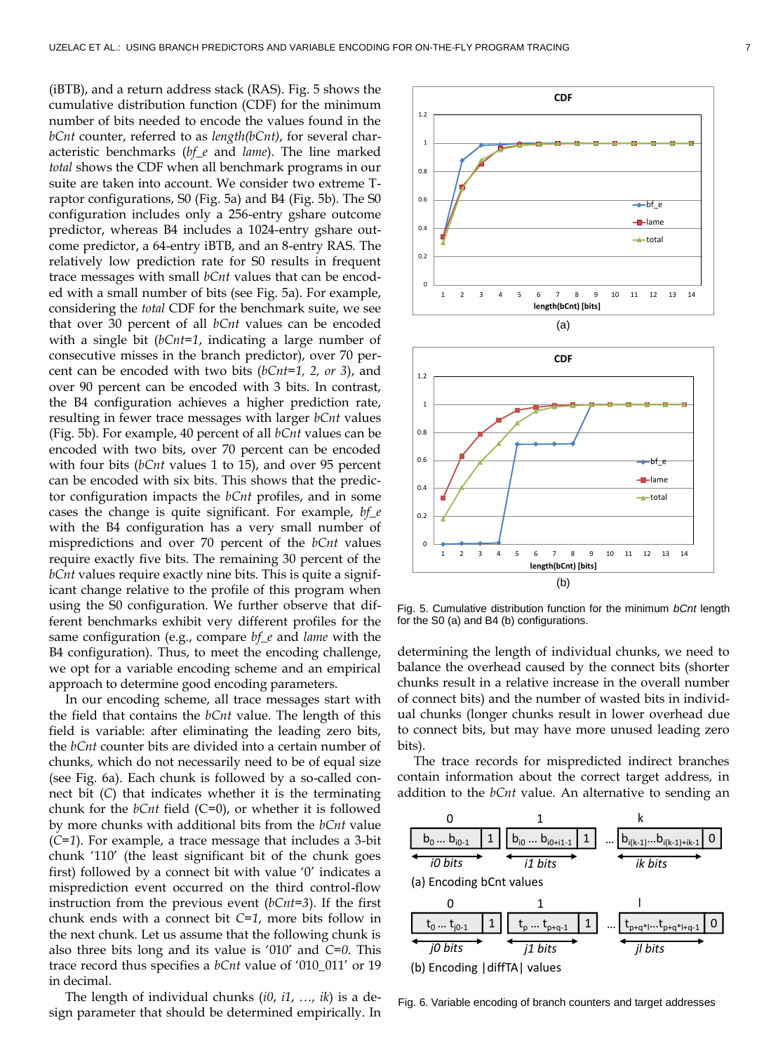(iBTB), and a return address stack (RAS). Fig. 5 shows the cumulative distribution function (CDF) for the minimum number of bits needed to encode the values found in the *bCnt* counter, referred to as *length(bCnt)*, for several characteristic benchmarks (*bf_e* and *lame*). The line marked *total* shows the CDF when all benchmark programs in our suite are taken into account. We consider two extreme T-raptor configurations, S0 (Fig. 5a) and B4 (Fig. 5b). The S0 configuration includes only a 256-entry gshare outcome predictor, whereas B4 includes a 1024-entry gshare outcome predictor, a 64-entry iBTB, and an 8-entry RAS. The relatively low prediction rate for S0 results in frequent trace messages with small *bCnt* values that can be encoded with a small number of bits (see Fig. 5a). For example, considering the *total* CDF for the benchmark suite, we see that over 30 percent of all *bCnt* values can be encoded with a single bit (*bCnt=1*, indicating a large number of consecutive misses in the branch predictor), over 90 percent can be encoded with two bits (*bCnt=1, 2, or 3*), and over 90 percent can be encoded with 3 bits. In contrast, the B4 configuration achieves a higher prediction rate, resulting in fewer trace messages with larger *bCnt* values (Fig. 5b). For example, 40 percent of all *bCnt* values can be encoded with two bits, over 70 percent can be encoded with four bits (*bCnt* values 1 to 15), and over 95 percent can be encoded with six bits. This shows that the predictor configuration impacts the *bCnt* profiles, and in some cases the change is quite significant. For example, *bf_e* with the B4 configuration has a very small number of mispredictions and over 70 percent of the *bCnt* values require exactly five bits. The remaining 30 percent of the *bCnt* values require exactly nine bits. This is quite a significant change relative to the profile of this program when using the S0 configuration. We further observe that different benchmarks exhibit very different profiles for the same configuration (e.g., compare *bf_e* and *lame* with the B4 configuration). Thus, to meet the encoding challenge, we opt for a variable encoding scheme and an empirical approach to determine good encoding parameters.

In our encoding scheme, all trace messages start with the field that contains the *bCnt* value. The length of this field is variable: after eliminating the leading zero bits, the *bCnt* counter bits are divided into a certain number of chunks, which do not necessarily need to be of equal size (see Fig. 6a). Each chunk is followed by a so-called connect bit (*C*) that indicates whether it is the terminating chunk for the *bCnt* field (C=0), or whether it is followed by more chunks with additional bits from the *bCnt* value (*C=1*). For example, a trace message that includes a 3-bit chunk '110' (the least significant bit of the chunk goes first) followed by a connect bit with value '0' indicates a misprediction event occurred on the third control-flow instruction from the previous event (*bCnt=3*). If the first chunk ends with a connect bit *C=1*, more bits follow in the next chunk. Let us assume that the following chunk is also three bits long and its value is '010' and *C=0*. This trace record thus specifies a *bCnt* value of '010_011' or 19 in decimal.

The length of individual chunks (*i0, i1, …, ik*) is a design parameter that should be determined empirically. In determining the length of individual chunks, we need to balance the overhead caused by the connect bits (shorter chunks result in a relative increase in the overall number of connect bits) and the number of wasted bits in individual chunks (longer chunks result in lower overhead due to connect bits, but may have more unused leading zero bits).

The trace records for mispredicted indirect branches contain information about the correct target address, in addition to the *bCnt* value. An alternative to sending an

Fig. 5. Cumulative distribution function for the minimum *bCnt* length for the S0 (a) and B4 (b) configurations.

Fig. 6. Variable encoding of branch counters and target addresses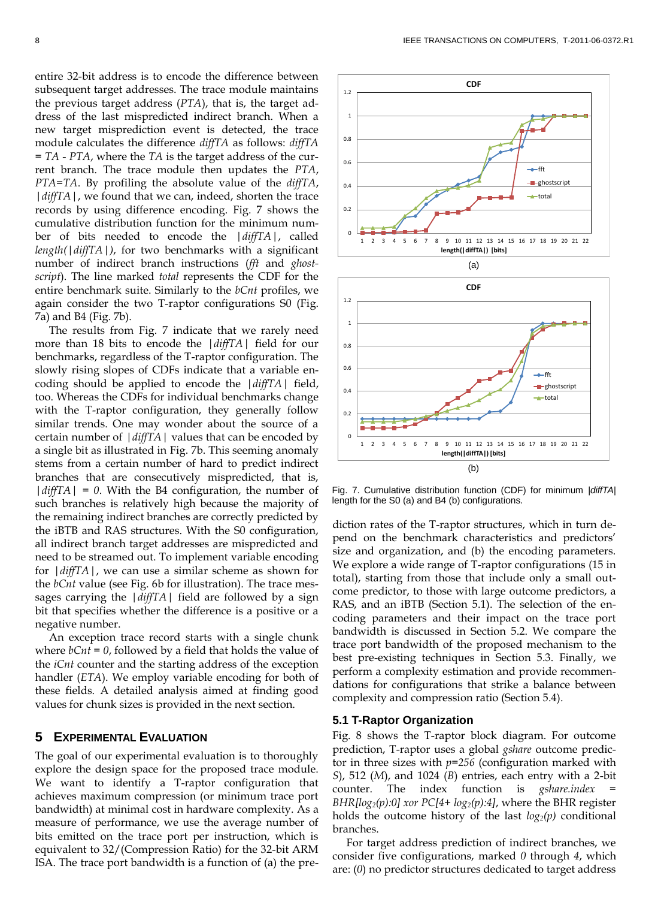entire 32-bit address is to encode the difference between subsequent target addresses. The trace module maintains the previous target address (*PTA*), that is, the target address of the last mispredicted indirect branch. When a new target misprediction event is detected, the trace module calculates the difference *diffTA* as follows: *diffTA = TA - PTA*, where the *TA* is the target address of the current branch. The trace module then updates the *PTA*, *PTA=TA*. By profiling the absolute value of the *diffTA*, *|diffTA|*, we found that we can, indeed, shorten the trace records by using difference encoding. Fig. 7 shows the cumulative distribution function for the minimum number of bits needed to encode the *|diffTA|*, called *length(|diffTA|)*, for two benchmarks with a significant number of indirect branch instructions (*fft* and *ghostscript*). The line marked *total* represents the CDF for the entire benchmark suite. Similarly to the *bCnt* profiles, we again consider the two T-raptor configurations S0 (Fig. 7a) and B4 (Fig. 7b).

The results from Fig. 7 indicate that we rarely need more than 18 bits to encode the *|diffTA|* field for our benchmarks, regardless of the T-raptor configuration. The slowly rising slopes of CDFs indicate that a variable encoding should be applied to encode the *|diffTA|* field, too. Whereas the CDFs for individual benchmarks change with the T-raptor configuration, they generally follow similar trends. One may wonder about the source of a certain number of *|diffTA|* values that can be encoded by a single bit as illustrated in Fig. 7b. This seeming anomaly stems from a certain number of hard to predict indirect branches that are consecutively mispredicted, that is, *|diffTA| = 0*. With the B4 configuration, the number of such branches is relatively high because the majority of the remaining indirect branches are correctly predicted by the iBTB and RAS structures. With the S0 configuration, all indirect branch target addresses are mispredicted and need to be streamed out. To implement variable encoding for *|diffTA|*, we can use a similar scheme as shown for the *bCnt* value (see Fig. 6b for illustration). The trace messages carrying the *|diffTA|* field are followed by a sign bit that specifies whether the difference is a positive or a negative number.

An exception trace record starts with a single chunk where *bCnt = 0*, followed by a field that holds the value of the *iCnt* counter and the starting address of the exception handler (*ETA*). We employ variable encoding for both of these fields. A detailed analysis aimed at finding good values for chunk sizes is provided in the next section.

Fig. 7. Cumulative distribution function (CDF) for minimum *|diffTA|* length for the S0 (a) and B4 (b) configurations.

## 5 Experimental Evaluation

The goal of our experimental evaluation is to thoroughly explore the design space for the proposed trace module. We want to identify a T-raptor configuration that achieves maximum compression (or minimum trace port bandwidth) at minimal cost in hardware complexity. As a measure of performance, we use the average number of bits emitted on the trace port per instruction, which is equivalent to 32/(Compression Ratio) for the 32-bit ARM ISA. The trace port bandwidth is a function of (a) the prediction rates of the T-raptor structures, which in turn depend on the benchmark characteristics and predictors' size and organization, and (b) the encoding parameters. We explore a wide range of T-raptor configurations (15 in total), starting from those that include only a small outcome predictor, to those with large outcome predictors, a RAS, and an iBTB (Section 5.1). The selection of the encoding parameters and their impact on the trace port bandwidth is discussed in Section 5.2. We compare the trace port bandwidth of the proposed mechanism to the best pre-existing techniques in Section 5.3. Finally, we perform a complexity estimation and provide recommendations for configurations that strike a balance between complexity and compression ratio (Section 5.4).

### 5.1 T-Raptor Organization

Fig. 8 shows the T-raptor block diagram. For outcome prediction, T-raptor uses a global *gshare* outcome predictor in three sizes with $p=256$ (configuration marked with *S*), 512 (*M*), and 1024 (*B*) entries, each entry with a 2-bit counter. The index function is *gshare.index* = $BHR[\log_2(p):0]$ xor $PC[4+\log_2(p):4]$, where the BHR register holds the outcome history of the last $\log_2(p)$ conditional branches.

For target address prediction of indirect branches, we consider five configurations, marked *0* through *4*, which are: (*0*) no predictor structures dedicated to target address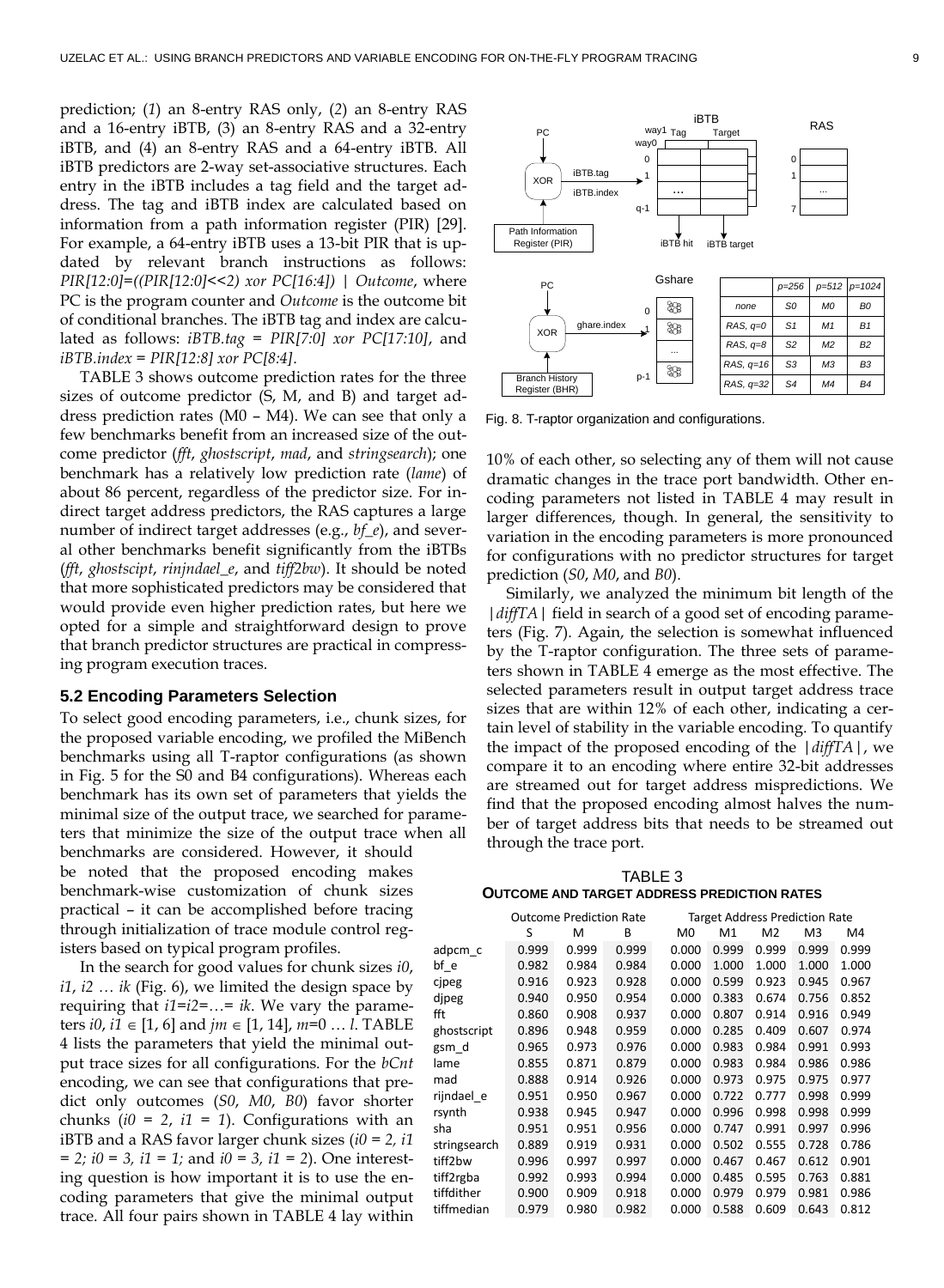prediction; (*1*) an 8-entry RAS only, (*2*) an 8-entry RAS and a 16-entry iBTB, (3) an 8-entry RAS and a 32-entry iBTB, and (4) an 8-entry RAS and a 64-entry iBTB. All iBTB predictors are 2-way set-associative structures. Each entry in the iBTB includes a tag field and the target address. The tag and iBTB index are calculated based on information from a path information register (PIR) [29]. For example, a 64-entry iBTB uses a 13-bit PIR that is updated by relevant branch instructions as follows: *PIR[12:0]=((PIR[12:0]<<2) xor PC[16:4]) | Outcome*, where PC is the program counter and *Outcome* is the outcome bit of conditional branches. The iBTB tag and index are calculated as follows: *iBTB.tag = PIR[7:0] xor PC[17:10]*, and *iBTB.index = PIR[12:8] xor PC[8:4]*.

TABLE 3 shows outcome prediction rates for the three sizes of outcome predictor (S, M, and B) and target address prediction rates (M0 – M4). We can see that only a few benchmarks benefit from an increased size of the outcome predictor (*fft*, *ghostscript*, *mad*, and *stringsearch*); one benchmark has a relatively low prediction rate (*lame*) of about 86 percent, regardless of the predictor size. For indirect target address predictors, the RAS captures a large number of indirect target addresses (e.g., *bf_e*), and several other benchmarks benefit significantly from the iBTBs (*fft*, *ghostscipt*, *rinjndael_e*, and *tiff2bw*). It should be noted that more sophisticated predictors may be considered that would provide even higher prediction rates, but here we opted for a simple and straightforward design to prove that branch predictor structures are practical in compressing program execution traces.

### 5.2 Encoding Parameters Selection

To select good encoding parameters, i.e., chunk sizes, for the proposed variable encoding, we profiled the MiBench benchmarks using all T-raptor configurations (as shown in Fig. 5 for the S0 and B4 configurations). Whereas each benchmark has its own set of parameters that yields the minimal size of the output trace, we searched for parameters that minimize the size of the output trace when all benchmarks are considered. However, it should be noted that the proposed encoding makes benchmark-wise customization of chunk sizes practical – it can be accomplished before tracing through initialization of trace module control registers based on typical program profiles.

In the search for good values for chunk sizes *i0*, *i1*, *i2* … *ik* (Fig. 6), we limited the design space by requiring that *i1*=*i2*=…= *ik*. We vary the parameters *i0*, $i1 \in [1, 6]$ and $jm \in [1, 14]$, *m*=0 … *l*. TABLE 4 lists the parameters that yield the minimal output trace sizes for all configurations. For the *bCnt* encoding, we can see that configurations that predict only outcomes (*S0*, *M0*, *B0*) favor shorter chunks (*i0 = 2*, *i1 = 1*). Configurations with an iBTB and a RAS favor larger chunk sizes (*i0 = 2, i1 = 2; i0 = 3, i1 = 1;* and *i0 = 3, i1 = 2*). One interesting question is how important it is to use the encoding parameters that give the minimal output trace. All four pairs shown in TABLE 4 lay within 10% of each other, so selecting any of them will not cause dramatic changes in the trace port bandwidth. Other encoding parameters not listed in TABLE 4 may result in larger differences, though. In general, the sensitivity to variation in the encoding parameters is more pronounced for configurations with no predictor structures for target prediction (*S0*, *M0*, and *B0*).

Similarly, we analyzed the minimum bit length of the *|diffTA|* field in search of a good set of encoding parameters (Fig. 7). Again, the selection is somewhat influenced by the T-raptor configuration. The three sets of parameters shown in TABLE 4 emerge as the most effective. The selected parameters result in output target address trace sizes that are within 12% of each other, indicating a certain level of stability in the variable encoding. To quantify the impact of the proposed encoding of the *|diffTA|*, we compare it to an encoding where entire 32-bit addresses are streamed out for target address mispredictions. We find that the proposed encoding almost halves the number of target address bits that needs to be streamed out through the trace port.

| | *p=256* | *p=512* | *p=1024* |
|---|---|---|---|
| *none* | *S0* | *M0* | *B0* |
| *RAS, q=0* | *S1* | *M1* | *B1* |
| *RAS, q=8* | *S2* | *M2* | *B2* |
| *RAS, q=16* | *S3* | *M3* | *B3* |
| *RAS, q=32* | *S4* | *M4* | *B4* |

Fig. 8. T-raptor organization and configurations.

TABLE 3
**OUTCOME AND TARGET ADDRESS PREDICTION RATES**

| | Outcome Prediction Rate | | | Target Address Prediction Rate | | | | |
|---|---|---|---|---|---|---|---|---|
| | S | M | B | M0 | M1 | M2 | M3 | M4 |
| adpcm_c | 0.999 | 0.999 | 0.999 | 0.000 | 0.999 | 0.999 | 0.999 | 0.999 |
| bf_e | 0.982 | 0.984 | 0.984 | 0.000 | 1.000 | 1.000 | 1.000 | 1.000 |
| cjpeg | 0.916 | 0.923 | 0.928 | 0.000 | 0.599 | 0.923 | 0.945 | 0.967 |
| djpeg | 0.940 | 0.950 | 0.954 | 0.000 | 0.383 | 0.674 | 0.756 | 0.852 |
| fft | 0.860 | 0.908 | 0.937 | 0.000 | 0.807 | 0.914 | 0.916 | 0.949 |
| ghostscript | 0.896 | 0.948 | 0.959 | 0.000 | 0.285 | 0.409 | 0.607 | 0.974 |
| gsm_d | 0.965 | 0.973 | 0.976 | 0.000 | 0.983 | 0.984 | 0.991 | 0.993 |
| lame | 0.855 | 0.871 | 0.879 | 0.000 | 0.983 | 0.984 | 0.986 | 0.986 |
| mad | 0.888 | 0.914 | 0.926 | 0.000 | 0.973 | 0.975 | 0.975 | 0.977 |
| rijndael_e | 0.951 | 0.950 | 0.967 | 0.000 | 0.722 | 0.777 | 0.998 | 0.999 |
| rsynth | 0.938 | 0.945 | 0.947 | 0.000 | 0.996 | 0.998 | 0.998 | 0.999 |
| sha | 0.951 | 0.951 | 0.956 | 0.000 | 0.747 | 0.991 | 0.997 | 0.996 |
| stringsearch | 0.889 | 0.919 | 0.931 | 0.000 | 0.502 | 0.555 | 0.728 | 0.786 |
| tiff2bw | 0.996 | 0.997 | 0.997 | 0.000 | 0.467 | 0.467 | 0.612 | 0.901 |
| tiff2rgba | 0.992 | 0.993 | 0.994 | 0.000 | 0.485 | 0.595 | 0.763 | 0.881 |
| tiffdither | 0.900 | 0.909 | 0.918 | 0.000 | 0.979 | 0.979 | 0.981 | 0.986 |
| tiffmedian | 0.979 | 0.980 | 0.982 | 0.000 | 0.588 | 0.609 | 0.643 | 0.812 |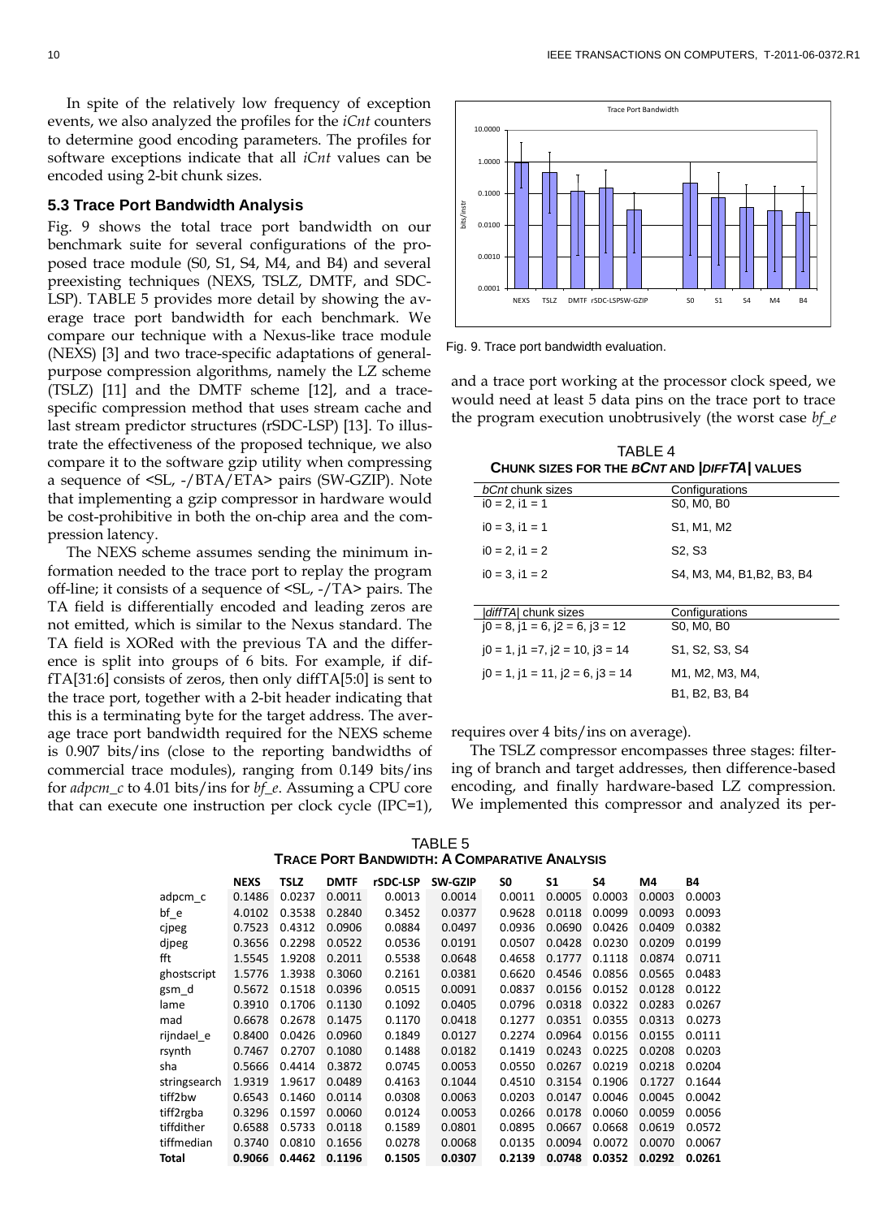In spite of the relatively low frequency of exception events, we also analyzed the profiles for the *iCnt* counters to determine good encoding parameters. The profiles for software exceptions indicate that all *iCnt* values can be encoded using 2-bit chunk sizes.

### 5.3 Trace Port Bandwidth Analysis

Fig. 9 shows the total trace port bandwidth on our benchmark suite for several configurations of the proposed trace module (S0, S1, S4, M4, and B4) and several preexisting techniques (NEXS, TSLZ, DMTF, and SDC-LSP). TABLE 5 provides more detail by showing the average trace port bandwidth for each benchmark. We compare our technique with a Nexus-like trace module (NEXS) [3] and two trace-specific adaptations of general-purpose compression algorithms, namely the LZ scheme (TSLZ) [11] and the DMTF scheme [12], and a trace-specific compression method that uses stream cache and last stream predictor structures (rSDC-LSP) [13]. To illustrate the effectiveness of the proposed technique, we also compare it to the software gzip utility when compressing a sequence of <SL, -/BTA/ETA> pairs (SW-GZIP). Note that implementing a gzip compressor in hardware would be cost-prohibitive in both the on-chip area and the compression latency.

The NEXS scheme assumes sending the minimum information needed to the trace port to replay the program off-line; it consists of a sequence of <SL, -/TA> pairs. The TA field is differentially encoded and leading zeros are not emitted, which is similar to the Nexus standard. The TA field is XORed with the previous TA and the difference is split into groups of 6 bits. For example, if diffTA[31:6] consists of zeros, then only diffTA[5:0] is sent to the trace port, together with a 2-bit header indicating that this is a terminating byte for the target address. The average trace port bandwidth required for the NEXS scheme is 0.907 bits/ins (close to the reporting bandwidths of commercial trace modules), ranging from 0.149 bits/ins for *adpcm_c* to 4.01 bits/ins for *bf_e*. Assuming a CPU core that can execute one instruction per clock cycle (IPC=1), and a trace port working at the processor clock speed, we would need at least 5 data pins on the trace port to trace the program execution unobtrusively (the worst case *bf_e* requires over 4 bits/ins on average).

Fig. 9. Trace port bandwidth evaluation.

TABLE 4
CHUNK SIZES FOR THE *BCNT* AND |*DIFFTA*| VALUES

| *bCnt* chunk sizes | Configurations |
|---|---|
| i0 = 2, i1 = 1 | S0, M0, B0 |
| i0 = 3, i1 = 1 | S1, M1, M2 |
| i0 = 2, i1 = 2 | S2, S3 |
| i0 = 3, i1 = 2 | S4, M3, M4, B1,B2, B3, B4 |

| \|*diffTA*\| chunk sizes | Configurations |
|---|---|
| j0 = 8, j1 = 6, j2 = 6, j3 = 12 | S0, M0, B0 |
| j0 = 1, j1 =7, j2 = 10, j3 = 14 | S1, S2, S3, S4 |
| j0 = 1, j1 = 11, j2 = 6, j3 = 14 | M1, M2, M3, M4, B1, B2, B3, B4 |

The TSLZ compressor encompasses three stages: filtering of branch and target addresses, then difference-based encoding, and finally hardware-based LZ compression. We implemented this compressor and analyzed its per-

TABLE 5
TRACE PORT BANDWIDTH: A COMPARATIVE ANALYSIS

| | NEXS | TSLZ | DMTF | rSDC-LSP | SW-GZIP | S0 | S1 | S4 | M4 | B4 |
|---|---|---|---|---|---|---|---|---|---|---|
| adpcm_c | 0.1486 | 0.0237 | 0.0011 | 0.0013 | 0.0014 | 0.0011 | 0.0005 | 0.0003 | 0.0003 | 0.0003 |
| bf_e | 4.0102 | 0.3538 | 0.2840 | 0.3452 | 0.0377 | 0.9628 | 0.0118 | 0.0099 | 0.0093 | 0.0093 |
| cjpeg | 0.7523 | 0.4312 | 0.0906 | 0.0884 | 0.0497 | 0.0936 | 0.0690 | 0.0426 | 0.0409 | 0.0382 |
| djpeg | 0.3656 | 0.2298 | 0.0522 | 0.0536 | 0.0191 | 0.0507 | 0.0428 | 0.0230 | 0.0209 | 0.0199 |
| fft | 1.5545 | 1.9208 | 0.2011 | 0.5538 | 0.0648 | 0.4658 | 0.1777 | 0.1118 | 0.0874 | 0.0711 |
| ghostscript | 1.5776 | 1.3938 | 0.3060 | 0.2161 | 0.0381 | 0.6620 | 0.4546 | 0.0856 | 0.0565 | 0.0483 |
| gsm_d | 0.5672 | 0.1518 | 0.0396 | 0.0515 | 0.0091 | 0.0837 | 0.0156 | 0.0152 | 0.0128 | 0.0122 |
| lame | 0.3910 | 0.1706 | 0.1130 | 0.1092 | 0.0405 | 0.0796 | 0.0318 | 0.0322 | 0.0283 | 0.0267 |
| mad | 0.6678 | 0.2678 | 0.1475 | 0.1170 | 0.0418 | 0.1277 | 0.0351 | 0.0355 | 0.0313 | 0.0273 |
| rijndael_e | 0.8400 | 0.0426 | 0.0960 | 0.1849 | 0.0127 | 0.2274 | 0.0964 | 0.0156 | 0.0155 | 0.0111 |
| rsynth | 0.7467 | 0.2707 | 0.1080 | 0.1488 | 0.0182 | 0.1419 | 0.0243 | 0.0225 | 0.0208 | 0.0203 |
| sha | 0.5666 | 0.4414 | 0.3872 | 0.0745 | 0.0053 | 0.0550 | 0.0267 | 0.0219 | 0.0218 | 0.0204 |
| stringsearch | 1.9319 | 1.9617 | 0.0489 | 0.4163 | 0.1044 | 0.4510 | 0.3154 | 0.1906 | 0.1727 | 0.1644 |
| tiff2bw | 0.6543 | 0.1460 | 0.0114 | 0.0308 | 0.0063 | 0.0203 | 0.0147 | 0.0046 | 0.0045 | 0.0042 |
| tiff2rgba | 0.3296 | 0.1597 | 0.0060 | 0.0124 | 0.0053 | 0.0266 | 0.0178 | 0.0060 | 0.0059 | 0.0056 |
| tiffdither | 0.6588 | 0.5733 | 0.0118 | 0.1589 | 0.0801 | 0.0895 | 0.0667 | 0.0668 | 0.0619 | 0.0572 |
| tiffmedian | 0.3740 | 0.0810 | 0.1656 | 0.0278 | 0.0068 | 0.0135 | 0.0094 | 0.0072 | 0.0070 | 0.0067 |
| **Total** | **0.9066** | **0.4462** | **0.1196** | **0.1505** | **0.0307** | **0.2139** | **0.0748** | **0.0352** | **0.0292** | **0.0261** |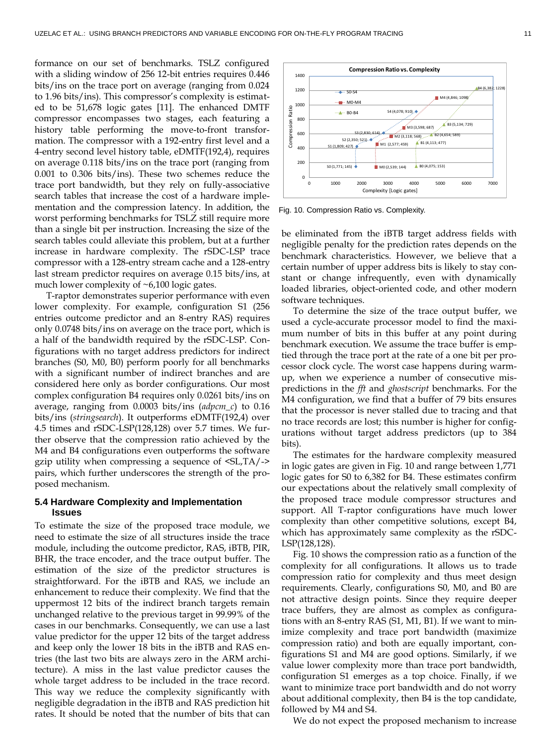formance on our set of benchmarks. TSLZ configured with a sliding window of 256 12-bit entries requires 0.446 bits/ins on the trace port on average (ranging from 0.024 to 1.96 bits/ins). This compressor's complexity is estimated to be 51,678 logic gates [11]. The enhanced DMTF compressor encompasses two stages, each featuring a history table performing the move-to-front transformation. The compressor with a 192-entry first level and a 4-entry second level history table, eDMTF(192,4), requires on average 0.118 bits/ins on the trace port (ranging from 0.001 to 0.306 bits/ins). These two schemes reduce the trace port bandwidth, but they rely on fully-associative search tables that increase the cost of a hardware implementation and the compression latency. In addition, the worst performing benchmarks for TSLZ still require more than a single bit per instruction. Increasing the size of the search tables could alleviate this problem, but at a further increase in hardware complexity. The rSDC-LSP trace compressor with a 128-entry stream cache and a 128-entry last stream predictor requires on average 0.15 bits/ins, at much lower complexity of ~6,100 logic gates.

T-raptor demonstrates superior performance with even lower complexity. For example, configuration S1 (256 entries outcome predictor and an 8-entry RAS) requires only 0.0748 bits/ins on average on the trace port, which is a half of the bandwidth required by the rSDC-LSP. Configurations with no target address predictors for indirect branches (S0, M0, B0) perform poorly for all benchmarks with a significant number of indirect branches and are considered here only as border configurations. Our most complex configuration B4 requires only 0.0261 bits/ins on average, ranging from 0.0003 bits/ins (*adpcm_c*) to 0.16 bits/ins (*stringsearch*). It outperforms eDMTF(192,4) over 4.5 times and rSDC-LSP(128,128) over 5.7 times. We further observe that the compression ratio achieved by the M4 and B4 configurations even outperforms the software gzip utility when compressing a sequence of <SL,TA/-> pairs, which further underscores the strength of the proposed mechanism.

### 5.4 Hardware Complexity and Implementation Issues

To estimate the size of the proposed trace module, we need to estimate the size of all structures inside the trace module, including the outcome predictor, RAS, iBTB, PIR, BHR, the trace encoder, and the trace output buffer. The estimation of the size of the predictor structures is straightforward. For the iBTB and RAS, we include an enhancement to reduce their complexity. We find that the uppermost 12 bits of the indirect branch targets remain unchanged relative to the previous target in 99.99% of the cases in our benchmarks. Consequently, we can use a last value predictor for the upper 12 bits of the target address and keep only the lower 18 bits in the iBTB and RAS entries (the last two bits are always zero in the ARM architecture). A miss in the last value predictor causes the whole target address to be included in the trace record. This way we reduce the complexity significantly with negligible degradation in the iBTB and RAS prediction hit rates. It should be noted that the number of bits that can be eliminated from the iBTB target address fields with negligible penalty for the prediction rates depends on the benchmark characteristics. However, we believe that a certain number of upper address bits is likely to stay constant or change infrequently, even with dynamically loaded libraries, object-oriented code, and other modern software techniques.

To determine the size of the trace output buffer, we used a cycle-accurate processor model to find the maximum number of bits in this buffer at any point during benchmark execution. We assume the trace buffer is emptied through the trace port at the rate of a one bit per processor clock cycle. The worst case happens during warm-up, when we experience a number of consecutive mispredictions in the *fft* and *ghostscript* benchmarks. For the M4 configuration, we find that a buffer of 79 bits ensures that the processor is never stalled due to tracing and that no trace records are lost; this number is higher for configurations without target address predictors (up to 384 bits).

The estimates for the hardware complexity measured in logic gates are given in Fig. 10 and range between 1,771 logic gates for S0 to 6,382 for B4. These estimates confirm our expectations about the relatively small complexity of the proposed trace module compressor structures and support. All T-raptor configurations have much lower complexity than other competitive solutions, except B4, which has approximately same complexity as the rSDC-LSP(128,128).

Fig. 10 shows the compression ratio as a function of the complexity for all configurations. It allows us to trade compression ratio for complexity and thus meet design requirements. Clearly, configurations S0, M0, and B0 are not attractive design points. Since they require deeper trace buffers, they are almost as complex as configurations with an 8-entry RAS (S1, M1, B1). If we want to minimize complexity and trace port bandwidth (maximize compression ratio) and both are equally important, configurations S1 and M4 are good options. Similarly, if we value lower complexity more than trace port bandwidth, configuration S1 emerges as a top choice. Finally, if we want to minimize trace port bandwidth and do not worry about additional complexity, then B4 is the top candidate, followed by M4 and S4.

We do not expect the proposed mechanism to increase

Fig. 10. Compression Ratio vs. Complexity.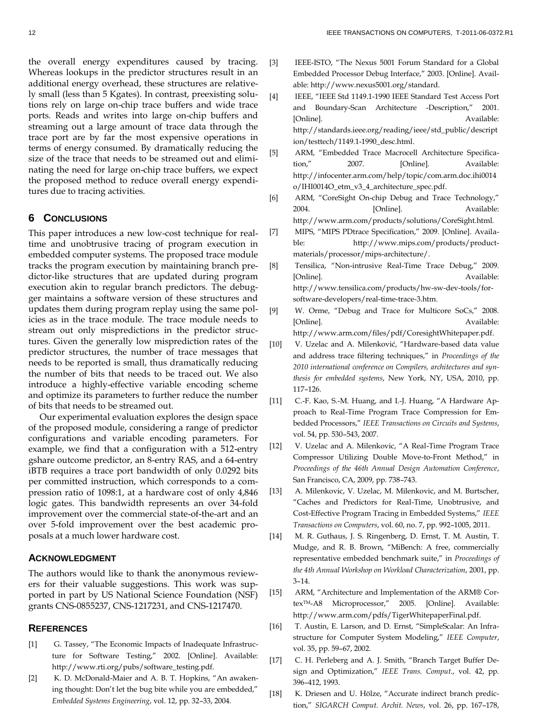the overall energy expenditures caused by tracing. Whereas lookups in the predictor structures result in an additional energy overhead, these structures are relatively small (less than 5 Kgates). In contrast, preexisting solutions rely on large on-chip trace buffers and wide trace ports. Reads and writes into large on-chip buffers and streaming out a large amount of trace data through the trace port are by far the most expensive operations in terms of energy consumed. By dramatically reducing the size of the trace that needs to be streamed out and eliminating the need for large on-chip trace buffers, we expect the proposed method to reduce overall energy expenditures due to tracing activities.

## 6 Conclusions

This paper introduces a new low-cost technique for real-time and unobtrusive tracing of program execution in embedded computer systems. The proposed trace module tracks the program execution by maintaining branch predictor-like structures that are updated during program execution akin to regular branch predictors. The debugger maintains a software version of these structures and updates them during program replay using the same policies as in the trace module. The trace module needs to stream out only mispredictions in the predictor structures. Given the generally low misprediction rates of the predictor structures, the number of trace messages that needs to be reported is small, thus dramatically reducing the number of bits that needs to be traced out. We also introduce a highly-effective variable encoding scheme and optimize its parameters to further reduce the number of bits that needs to be streamed out.

Our experimental evaluation explores the design space of the proposed module, considering a range of predictor configurations and variable encoding parameters. For example, we find that a configuration with a 512-entry gshare outcome predictor, an 8-entry RAS, and a 64-entry iBTB requires a trace port bandwidth of only 0.0292 bits per committed instruction, which corresponds to a compression ratio of 1098:1, at a hardware cost of only 4,846 logic gates. This bandwidth represents an over 34-fold improvement over the commercial state-of-the-art and an over 5-fold improvement over the best academic proposals at a much lower hardware cost.

## Acknowledgment

The authors would like to thank the anonymous reviewers for their valuable suggestions. This work was supported in part by US National Science Foundation (NSF) grants CNS-0855237, CNS-1217231, and CNS-1217470.

## References

[1] G. Tassey, "The Economic Impacts of Inadequate Infrastructure for Software Testing," 2002. [Online]. Available: http://www.rti.org/pubs/software_testing.pdf.

[2] K. D. McDonald-Maier and A. B. T. Hopkins, "An awakening thought: Don't let the bug bite while you are embedded," *Embedded Systems Engineering*, vol. 12, pp. 32–33, 2004.

[3] IEEE-ISTO, "The Nexus 5001 Forum Standard for a Global Embedded Processor Debug Interface," 2003. [Online]. Available: http://www.nexus5001.org/standard.

[4] IEEE, "IEEE Std 1149.1-1990 IEEE Standard Test Access Port and Boundary-Scan Architecture -Description," 2001. [Online]. Available: http://standards.ieee.org/reading/ieee/std_public/description/testtech/1149.1-1990_desc.html.

[5] ARM, "Embedded Trace Macrocell Architecture Specification," 2007. [Online]. Available: http://infocenter.arm.com/help/topic/com.arm.doc.ihi0014o/IHI0014O_etm_v3_4_architecture_spec.pdf.

[6] ARM, "CoreSight On-chip Debug and Trace Technology," 2004. [Online]. Available: http://www.arm.com/products/solutions/CoreSight.html.

[7] MIPS, "MIPS PDtrace Specification," 2009. [Online]. Available: http://www.mips.com/products/product-materials/processor/mips-architecture/.

[8] Tensilica, "Non-intrusive Real-Time Trace Debug," 2009. [Online]. Available: http://www.tensilica.com/products/hw-sw-dev-tools/for-software-developers/real-time-trace-3.htm.

[9] W. Orme, "Debug and Trace for Multicore SoCs," 2008. [Online]. Available: http://www.arm.com/files/pdf/CoresightWhitepaper.pdf.

[10] V. Uzelac and A. Milenković, "Hardware-based data value and address trace filtering techniques," in *Proceedings of the 2010 international conference on Compilers, architectures and synthesis for embedded systems*, New York, NY, USA, 2010, pp. 117–126.

[11] C.-F. Kao, S.-M. Huang, and I.-J. Huang, "A Hardware Approach to Real-Time Program Trace Compression for Embedded Processors," *IEEE Transactions on Circuits and Systems*, vol. 54, pp. 530–543, 2007.

[12] V. Uzelac and A. Milenkovic, "A Real-Time Program Trace Compressor Utilizing Double Move-to-Front Method," in *Proceedings of the 46th Annual Design Automation Conference*, San Francisco, CA, 2009, pp. 738–743.

[13] A. Milenkovic, V. Uzelac, M. Milenkovic, and M. Burtscher, "Caches and Predictors for Real-Time, Unobtrusive, and Cost-Effective Program Tracing in Embedded Systems," *IEEE Transactions on Computers*, vol. 60, no. 7, pp. 992–1005, 2011.

[14] M. R. Guthaus, J. S. Ringenberg, D. Ernst, T. M. Austin, T. Mudge, and R. B. Brown, "MiBench: A free, commercially representative embedded benchmark suite," in *Proceedings of the 4th Annual Workshop on Workload Characterization*, 2001, pp. 3–14.

[15] ARM, "Architecture and Implementation of the ARM® Cortex™-A8 Microprocessor," 2005. [Online]. Available: http://www.arm.com/pdfs/TigerWhitepaperFinal.pdf.

[16] T. Austin, E. Larson, and D. Ernst, "SimpleScalar: An Infrastructure for Computer System Modeling," *IEEE Computer*, vol. 35, pp. 59–67, 2002.

[17] C. H. Perleberg and A. J. Smith, "Branch Target Buffer Design and Optimization," *IEEE Trans. Comput.*, vol. 42, pp. 396–412, 1993.

[18] K. Driesen and U. Hölze, "Accurate indirect branch prediction," *SIGARCH Comput. Archit. News*, vol. 26, pp. 167–178,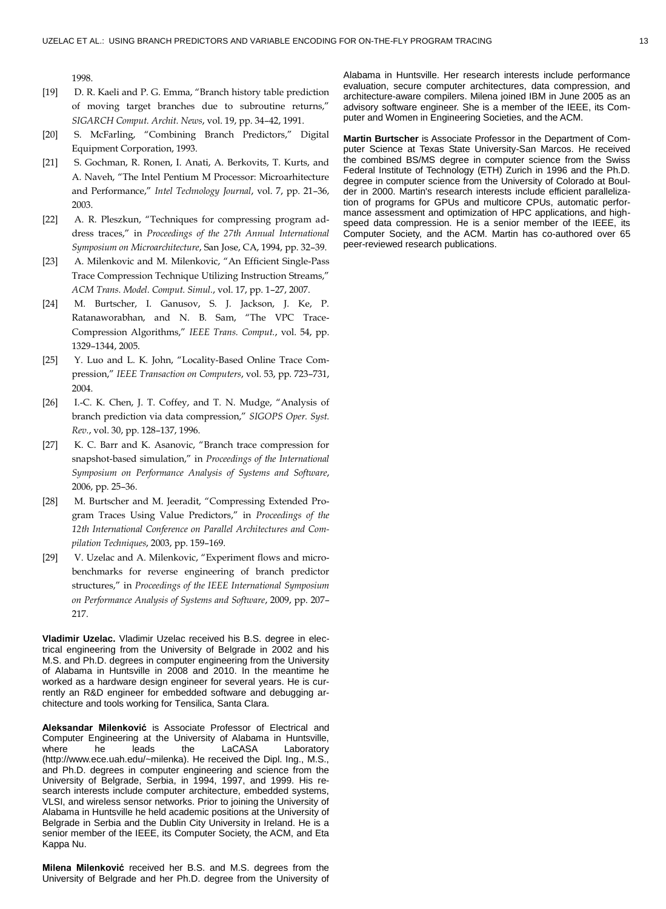1998.

[19] D. R. Kaeli and P. G. Emma, "Branch history table prediction of moving target branches due to subroutine returns," *SIGARCH Comput. Archit. News*, vol. 19, pp. 34–42, 1991.

[20] S. McFarling, "Combining Branch Predictors," Digital Equipment Corporation, 1993.

[21] S. Gochman, R. Ronen, I. Anati, A. Berkovits, T. Kurts, and A. Naveh, "The Intel Pentium M Processor: Microarhitecture and Performance," *Intel Technology Journal*, vol. 7, pp. 21–36, 2003.

[22] A. R. Pleszkun, "Techniques for compressing program address traces," in *Proceedings of the 27th Annual International Symposium on Microarchitecture*, San Jose, CA, 1994, pp. 32–39.

[23] A. Milenkovic and M. Milenkovic, "An Efficient Single-Pass Trace Compression Technique Utilizing Instruction Streams," *ACM Trans. Model. Comput. Simul.*, vol. 17, pp. 1–27, 2007.

[24] M. Burtscher, I. Ganusov, S. J. Jackson, J. Ke, P. Ratanaworabhan, and N. B. Sam, "The VPC Trace-Compression Algorithms," *IEEE Trans. Comput.*, vol. 54, pp. 1329–1344, 2005.

[25] Y. Luo and L. K. John, "Locality-Based Online Trace Compression," *IEEE Transaction on Computers*, vol. 53, pp. 723–731, 2004.

[26] I.-C. K. Chen, J. T. Coffey, and T. N. Mudge, "Analysis of branch prediction via data compression," *SIGOPS Oper. Syst. Rev.*, vol. 30, pp. 128–137, 1996.

[27] K. C. Barr and K. Asanovic, "Branch trace compression for snapshot-based simulation," in *Proceedings of the International Symposium on Performance Analysis of Systems and Software*, 2006, pp. 25–36.

[28] M. Burtscher and M. Jeeradit, "Compressing Extended Program Traces Using Value Predictors," in *Proceedings of the 12th International Conference on Parallel Architectures and Compilation Techniques*, 2003, pp. 159–169.

[29] V. Uzelac and A. Milenkovic, "Experiment flows and microbenchmarks for reverse engineering of branch predictor structures," in *Proceedings of the IEEE International Symposium on Performance Analysis of Systems and Software*, 2009, pp. 207–217.

**Vladimir Uzelac.** Vladimir Uzelac received his B.S. degree in electrical engineering from the University of Belgrade in 2002 and his M.S. and Ph.D. degrees in computer engineering from the University of Alabama in Huntsville in 2008 and 2010. In the meantime he worked as a hardware design engineer for several years. He is currently an R&D engineer for embedded software and debugging architecture and tools working for Tensilica, Santa Clara.

**Aleksandar Milenković** is Associate Professor of Electrical and Computer Engineering at the University of Alabama in Huntsville, where he leads the LaCASA Laboratory (http://www.ece.uah.edu/~milenka). He received the Dipl. Ing., M.S., and Ph.D. degrees in computer engineering and science from the University of Belgrade, Serbia, in 1994, 1997, and 1999. His research interests include computer architecture, embedded systems, VLSI, and wireless sensor networks. Prior to joining the University of Alabama in Huntsville he held academic positions at the University of Belgrade in Serbia and the Dublin City University in Ireland. He is a senior member of the IEEE, its Computer Society, the ACM, and Eta Kappa Nu.

**Milena Milenković** received her B.S. and M.S. degrees from the University of Belgrade and her Ph.D. degree from the University of Alabama in Huntsville. Her research interests include performance evaluation, secure computer architectures, data compression, and architecture-aware compilers. Milena joined IBM in June 2005 as an advisory software engineer. She is a member of the IEEE, its Computer and Women in Engineering Societies, and the ACM.

**Martin Burtscher** is Associate Professor in the Department of Computer Science at Texas State University-San Marcos. He received the combined BS/MS degree in computer science from the Swiss Federal Institute of Technology (ETH) Zurich in 1996 and the Ph.D. degree in computer science from the University of Colorado at Boulder in 2000. Martin's research interests include efficient parallelization of programs for GPUs and multicore CPUs, automatic performance assessment and optimization of HPC applications, and high-speed data compression. He is a senior member of the IEEE, its Computer Society, and the ACM. Martin has co-authored over 65 peer-reviewed research publications.